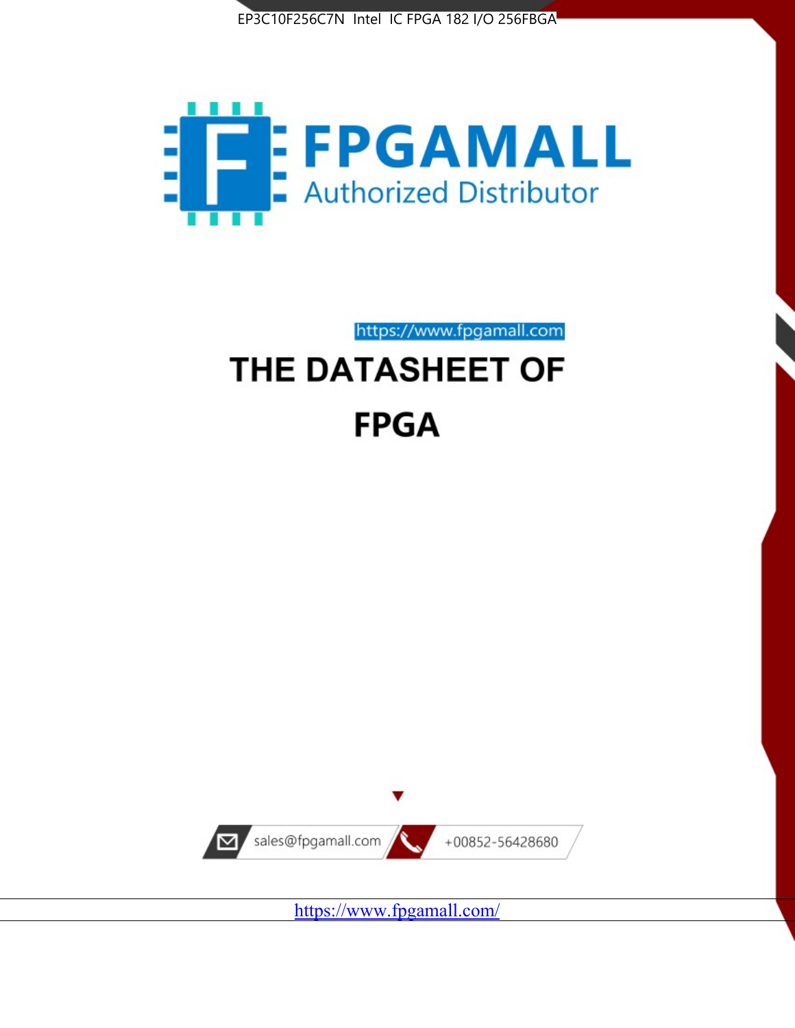EP3C10F256C7N Intel IC FPGA 182 I/O 256FBGA

FPGAMALL

Authorized Distributor

https://www.fpgamall.com

# THE DATASHEET OF

# FPGA

sales@fpgamall.com

+00852-56428680

https://www.fpgamall.com/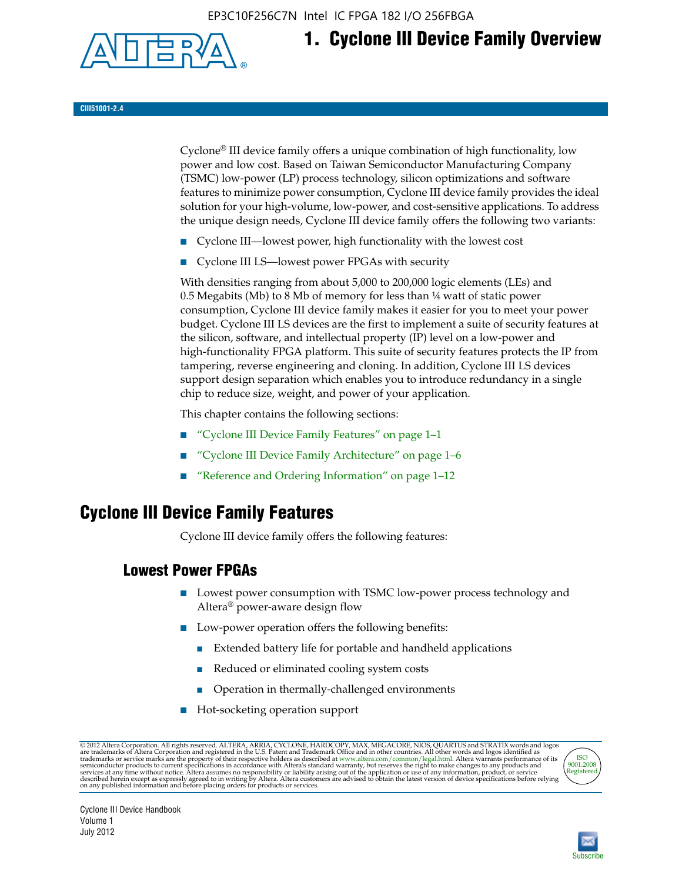# 1. Cyclone III Device Family Overview

CIII51001-2.4

Cyclone® III device family offers a unique combination of high functionality, low power and low cost. Based on Taiwan Semiconductor Manufacturing Company (TSMC) low-power (LP) process technology, silicon optimizations and software features to minimize power consumption, Cyclone III device family provides the ideal solution for your high-volume, low-power, and cost-sensitive applications. To address the unique design needs, Cyclone III device family offers the following two variants:

- Cyclone III—lowest power, high functionality with the lowest cost
- Cyclone III LS—lowest power FPGAs with security

With densities ranging from about 5,000 to 200,000 logic elements (LEs) and 0.5 Megabits (Mb) to 8 Mb of memory for less than ¼ watt of static power consumption, Cyclone III device family makes it easier for you to meet your power budget. Cyclone III LS devices are the first to implement a suite of security features at the silicon, software, and intellectual property (IP) level on a low-power and high-functionality FPGA platform. This suite of security features protects the IP from tampering, reverse engineering and cloning. In addition, Cyclone III LS devices support design separation which enables you to introduce redundancy in a single chip to reduce size, weight, and power of your application.

This chapter contains the following sections:

- "Cyclone III Device Family Features" on page 1–1
- "Cyclone III Device Family Architecture" on page 1–6
- "Reference and Ordering Information" on page 1–12

## Cyclone III Device Family Features

Cyclone III device family offers the following features:

### Lowest Power FPGAs

- Lowest power consumption with TSMC low-power process technology and Altera® power-aware design flow
- Low-power operation offers the following benefits:
  - Extended battery life for portable and handheld applications
  - Reduced or eliminated cooling system costs
  - Operation in thermally-challenged environments
- Hot-socketing operation support

© 2012 Altera Corporation. All rights reserved. ALTERA, ARRIA, CYCLONE, HARDCOPY, MAX, MEGACORE, NIOS, QUARTUS and STRATIX words and logos are trademarks of Altera Corporation and registered in the U.S. Patent and Trademark Office and in other countries. All other words and logos identified as trademarks or service marks are the property of their respective holders as described at www.altera.com/common/legal.html. Altera warrants performance of its semiconductor products to current specifications in accordance with Altera's standard warranty, but reserves the right to make changes to any products and services at any time without notice. Altera assumes no responsibility or liability arising out of the application or use of any information, product, or service described herein except as expressly agreed to in writing by Altera. Altera customers are advised to obtain the latest version of device specifications before relying on any published information and before placing orders for products or services.

Cyclone III Device Handbook
Volume 1
July 2012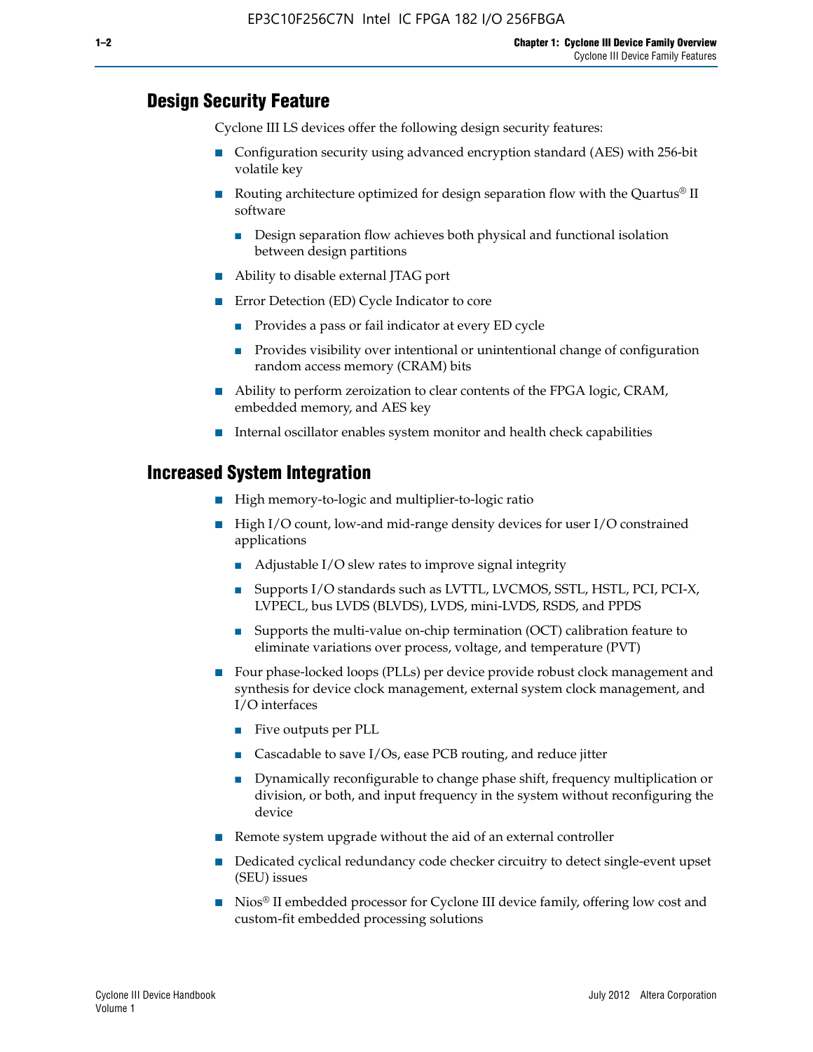## Design Security Feature

Cyclone III LS devices offer the following design security features:

- Configuration security using advanced encryption standard (AES) with 256-bit volatile key
- Routing architecture optimized for design separation flow with the Quartus® II software
  - Design separation flow achieves both physical and functional isolation between design partitions
- Ability to disable external JTAG port
- Error Detection (ED) Cycle Indicator to core
  - Provides a pass or fail indicator at every ED cycle
  - Provides visibility over intentional or unintentional change of configuration random access memory (CRAM) bits
- Ability to perform zeroization to clear contents of the FPGA logic, CRAM, embedded memory, and AES key
- Internal oscillator enables system monitor and health check capabilities

## Increased System Integration

- High memory-to-logic and multiplier-to-logic ratio
- High I/O count, low-and mid-range density devices for user I/O constrained applications
  - Adjustable I/O slew rates to improve signal integrity
  - Supports I/O standards such as LVTTL, LVCMOS, SSTL, HSTL, PCI, PCI-X, LVPECL, bus LVDS (BLVDS), LVDS, mini-LVDS, RSDS, and PPDS
  - Supports the multi-value on-chip termination (OCT) calibration feature to eliminate variations over process, voltage, and temperature (PVT)
- Four phase-locked loops (PLLs) per device provide robust clock management and synthesis for device clock management, external system clock management, and I/O interfaces
  - Five outputs per PLL
  - Cascadable to save I/Os, ease PCB routing, and reduce jitter
  - Dynamically reconfigurable to change phase shift, frequency multiplication or division, or both, and input frequency in the system without reconfiguring the device
- Remote system upgrade without the aid of an external controller
- Dedicated cyclical redundancy code checker circuitry to detect single-event upset (SEU) issues
- Nios® II embedded processor for Cyclone III device family, offering low cost and custom-fit embedded processing solutions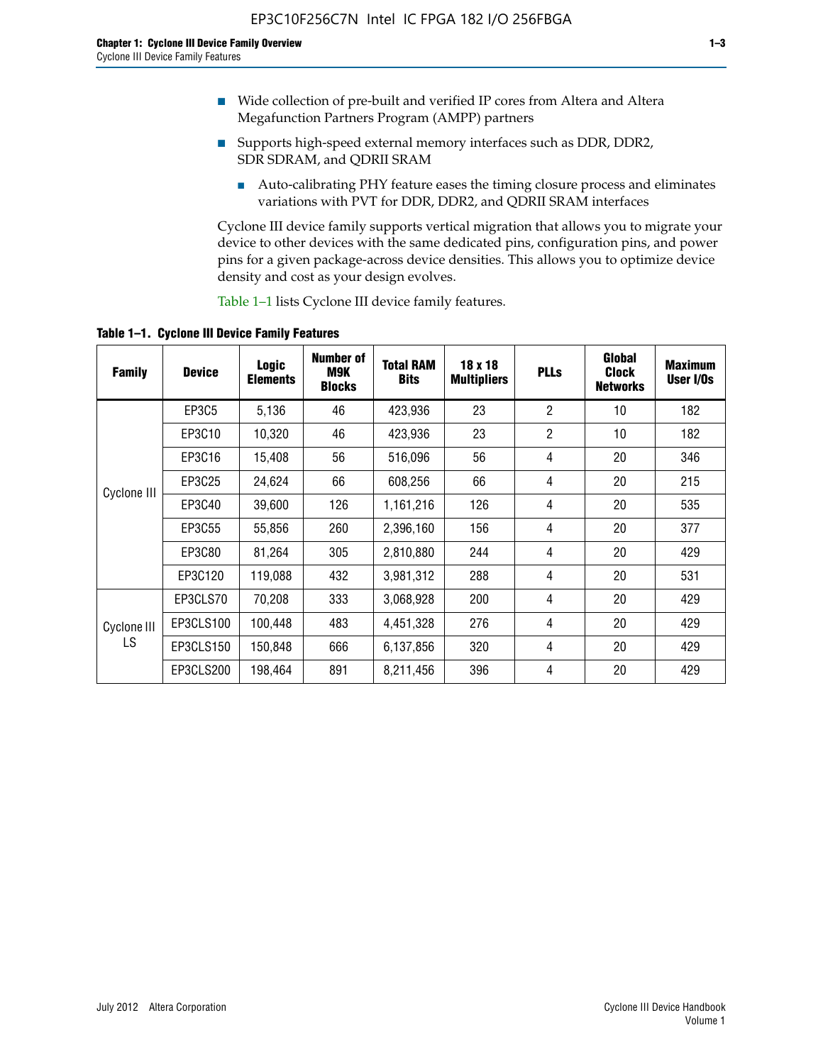- Wide collection of pre-built and verified IP cores from Altera and Altera Megafunction Partners Program (AMPP) partners
- Supports high-speed external memory interfaces such as DDR, DDR2, SDR SDRAM, and QDRII SRAM
  - Auto-calibrating PHY feature eases the timing closure process and eliminates variations with PVT for DDR, DDR2, and QDRII SRAM interfaces

Cyclone III device family supports vertical migration that allows you to migrate your device to other devices with the same dedicated pins, configuration pins, and power pins for a given package-across device densities. This allows you to optimize device density and cost as your design evolves.

Table 1–1 lists Cyclone III device family features.

**Table 1–1. Cyclone III Device Family Features**

| Family | Device | Logic Elements | Number of M9K Blocks | Total RAM Bits | 18 x 18 Multipliers | PLLs | Global Clock Networks | Maximum User I/Os |
|---|---|---|---|---|---|---|---|---|
| Cyclone III | EP3C5 | 5,136 | 46 | 423,936 | 23 | 2 | 10 | 182 |
| | EP3C10 | 10,320 | 46 | 423,936 | 23 | 2 | 10 | 182 |
| | EP3C16 | 15,408 | 56 | 516,096 | 56 | 4 | 20 | 346 |
| | EP3C25 | 24,624 | 66 | 608,256 | 66 | 4 | 20 | 215 |
| | EP3C40 | 39,600 | 126 | 1,161,216 | 126 | 4 | 20 | 535 |
| | EP3C55 | 55,856 | 260 | 2,396,160 | 156 | 4 | 20 | 377 |
| | EP3C80 | 81,264 | 305 | 2,810,880 | 244 | 4 | 20 | 429 |
| | EP3C120 | 119,088 | 432 | 3,981,312 | 288 | 4 | 20 | 531 |
| Cyclone III LS | EP3CLS70 | 70,208 | 333 | 3,068,928 | 200 | 4 | 20 | 429 |
| | EP3CLS100 | 100,448 | 483 | 4,451,328 | 276 | 4 | 20 | 429 |
| | EP3CLS150 | 150,848 | 666 | 6,137,856 | 320 | 4 | 20 | 429 |
| | EP3CLS200 | 198,464 | 891 | 8,211,456 | 396 | 4 | 20 | 429 |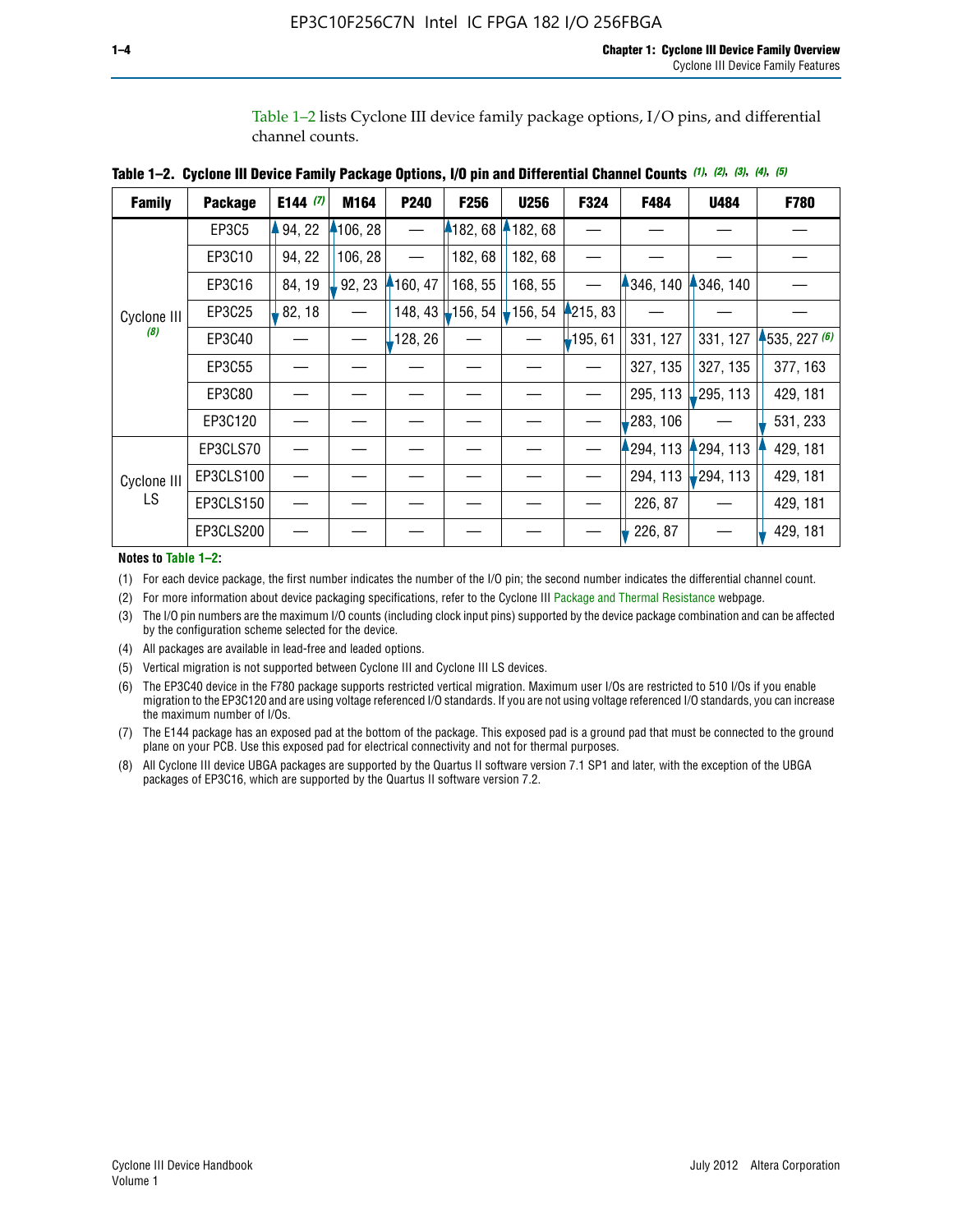Table 1–2 lists Cyclone III device family package options, I/O pins, and differential channel counts.

**Table 1–2. Cyclone III Device Family Package Options, I/O pin and Differential Channel Counts (1), (2), (3), (4), (5)**

| Family | Package | E144 (7) | M164 | P240 | F256 | U256 | F324 | F484 | U484 | F780 |
|---|---|---|---|---|---|---|---|---|---|---|
| Cyclone III (8) | EP3C5 | 94, 22 | 106, 28 | — | 182, 68 | 182, 68 | — | — | — | — |
| | EP3C10 | 94, 22 | 106, 28 | — | 182, 68 | 182, 68 | — | — | — | — |
| | EP3C16 | 84, 19 | 92, 23 | 160, 47 | 168, 55 | 168, 55 | — | 346, 140 | 346, 140 | — |
| | EP3C25 | 82, 18 | — | 148, 43 | 156, 54 | 156, 54 | 215, 83 | — | — | — |
| | EP3C40 | — | — | 128, 26 | — | — | 195, 61 | 331, 127 | 331, 127 | 535, 227 (6) |
| | EP3C55 | — | — | — | — | — | — | 327, 135 | 327, 135 | 377, 163 |
| | EP3C80 | — | — | — | — | — | — | 295, 113 | 295, 113 | 429, 181 |
| | EP3C120 | — | — | — | — | — | — | 283, 106 | — | 531, 233 |
| Cyclone III LS | EP3CLS70 | — | — | — | — | — | — | 294, 113 | 294, 113 | 429, 181 |
| | EP3CLS100 | — | — | — | — | — | — | 294, 113 | 294, 113 | 429, 181 |
| | EP3CLS150 | — | — | — | — | — | — | 226, 87 | — | 429, 181 |
| | EP3CLS200 | — | — | — | — | — | — | 226, 87 | — | 429, 181 |

**Notes to Table 1–2:**

(1) For each device package, the first number indicates the number of the I/O pin; the second number indicates the differential channel count.

(2) For more information about device packaging specifications, refer to the Cyclone III Package and Thermal Resistance webpage.

(3) The I/O pin numbers are the maximum I/O counts (including clock input pins) supported by the device package combination and can be affected by the configuration scheme selected for the device.

(4) All packages are available in lead-free and leaded options.

(5) Vertical migration is not supported between Cyclone III and Cyclone III LS devices.

(6) The EP3C40 device in the F780 package supports restricted vertical migration. Maximum user I/Os are restricted to 510 I/Os if you enable migration to the EP3C120 and are using voltage referenced I/O standards. If you are not using voltage referenced I/O standards, you can increase the maximum number of I/Os.

(7) The E144 package has an exposed pad at the bottom of the package. This exposed pad is a ground pad that must be connected to the ground plane on your PCB. Use this exposed pad for electrical connectivity and not for thermal purposes.

(8) All Cyclone III device UBGA packages are supported by the Quartus II software version 7.1 SP1 and later, with the exception of the UBGA packages of EP3C16, which are supported by the Quartus II software version 7.2.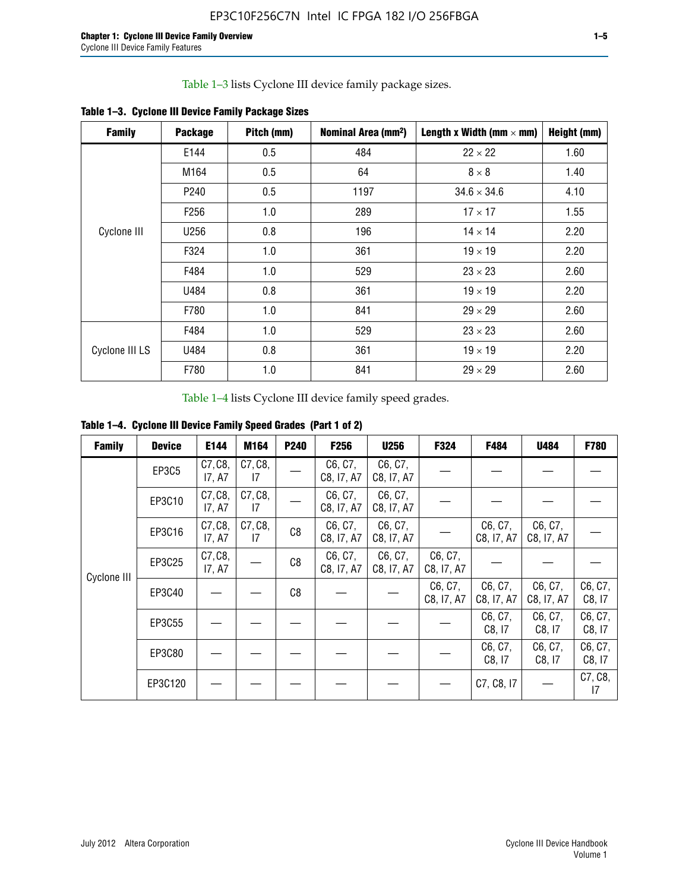Table 1–3 lists Cyclone III device family package sizes.

**Table 1–3. Cyclone III Device Family Package Sizes**

| Family | Package | Pitch (mm) | Nominal Area (mm$^2$) | Length x Width (mm × mm) | Height (mm) |
|---|---|---|---|---|---|
| Cyclone III | E144 | 0.5 | 484 | 22 × 22 | 1.60 |
| | M164 | 0.5 | 64 | 8 × 8 | 1.40 |
| | P240 | 0.5 | 1197 | 34.6 × 34.6 | 4.10 |
| | F256 | 1.0 | 289 | 17 × 17 | 1.55 |
| | U256 | 0.8 | 196 | 14 × 14 | 2.20 |
| | F324 | 1.0 | 361 | 19 × 19 | 2.20 |
| | F484 | 1.0 | 529 | 23 × 23 | 2.60 |
| | U484 | 0.8 | 361 | 19 × 19 | 2.20 |
| | F780 | 1.0 | 841 | 29 × 29 | 2.60 |
| Cyclone III LS | F484 | 1.0 | 529 | 23 × 23 | 2.60 |
| | U484 | 0.8 | 361 | 19 × 19 | 2.20 |
| | F780 | 1.0 | 841 | 29 × 29 | 2.60 |

Table 1–4 lists Cyclone III device family speed grades.

**Table 1–4. Cyclone III Device Family Speed Grades (Part 1 of 2)**

| Family | Device | E144 | M164 | P240 | F256 | U256 | F324 | F484 | U484 | F780 |
|---|---|---|---|---|---|---|---|---|---|---|
| Cyclone III | EP3C5 | C7, C8, I7, A7 | C7, C8, I7 | — | C6, C7, C8, I7, A7 | C6, C7, C8, I7, A7 | — | — | — | — |
| | EP3C10 | C7, C8, I7, A7 | C7, C8, I7 | — | C6, C7, C8, I7, A7 | C6, C7, C8, I7, A7 | — | — | — | — |
| | EP3C16 | C7, C8, I7, A7 | C7, C8, I7 | C8 | C6, C7, C8, I7, A7 | C6, C7, C8, I7, A7 | — | C6, C7, C8, I7, A7 | C6, C7, C8, I7, A7 | — |
| | EP3C25 | C7, C8, I7, A7 | — | C8 | C6, C7, C8, I7, A7 | C6, C7, C8, I7, A7 | C6, C7, C8, I7, A7 | — | — | — |
| | EP3C40 | — | — | C8 | — | — | C6, C7, C8, I7, A7 | C6, C7, C8, I7, A7 | C6, C7, C8, I7, A7 | C6, C7, C8, I7 |
| | EP3C55 | — | — | — | — | — | — | C6, C7, C8, I7 | C6, C7, C8, I7 | C6, C7, C8, I7 |
| | EP3C80 | — | — | — | — | — | — | C6, C7, C8, I7 | C6, C7, C8, I7 | C6, C7, C8, I7 |
| | EP3C120 | — | — | — | — | — | — | C7, C8, I7 | — | C7, C8, I7 |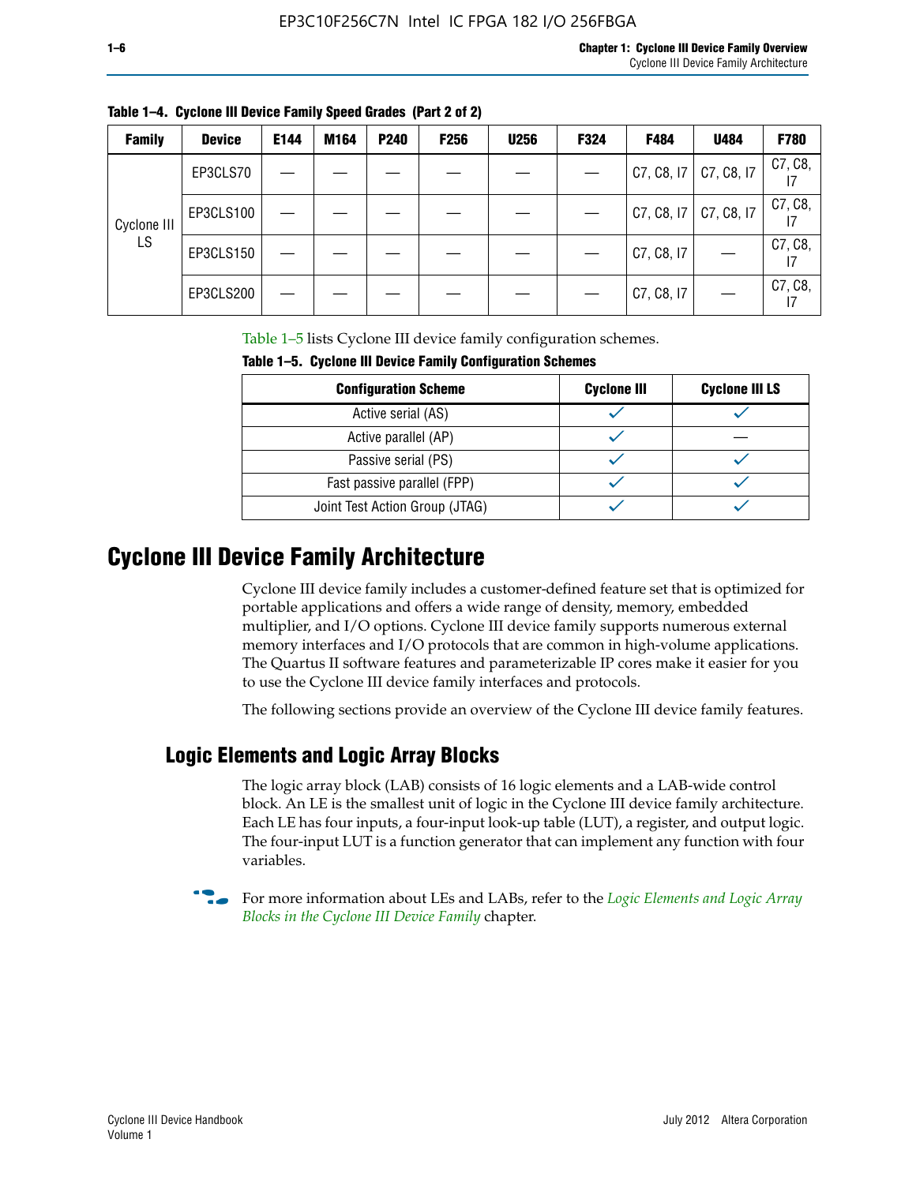**Table 1–4. Cyclone III Device Family Speed Grades (Part 2 of 2)**

| Family | Device | E144 | M164 | P240 | F256 | U256 | F324 | F484 | U484 | F780 |
|---|---|---|---|---|---|---|---|---|---|---|
| Cyclone III LS | EP3CLS70 | — | — | — | — | — | — | C7, C8, I7 | C7, C8, I7 | C7, C8, I7 |
| | EP3CLS100 | — | — | — | — | — | — | C7, C8, I7 | C7, C8, I7 | C7, C8, I7 |
| | EP3CLS150 | — | — | — | — | — | — | C7, C8, I7 | — | C7, C8, I7 |
| | EP3CLS200 | — | — | — | — | — | — | C7, C8, I7 | — | C7, C8, I7 |

Table 1–5 lists Cyclone III device family configuration schemes.

**Table 1–5. Cyclone III Device Family Configuration Schemes**

| Configuration Scheme | Cyclone III | Cyclone III LS |
|---|---|---|
| Active serial (AS) | ✓ | ✓ |
| Active parallel (AP) | ✓ | — |
| Passive serial (PS) | ✓ | ✓ |
| Fast passive parallel (FPP) | ✓ | ✓ |
| Joint Test Action Group (JTAG) | ✓ | ✓ |

# Cyclone III Device Family Architecture

Cyclone III device family includes a customer-defined feature set that is optimized for portable applications and offers a wide range of density, memory, embedded multiplier, and I/O options. Cyclone III device family supports numerous external memory interfaces and I/O protocols that are common in high-volume applications. The Quartus II software features and parameterizable IP cores make it easier for you to use the Cyclone III device family interfaces and protocols.

The following sections provide an overview of the Cyclone III device family features.

## Logic Elements and Logic Array Blocks

The logic array block (LAB) consists of 16 logic elements and a LAB-wide control block. An LE is the smallest unit of logic in the Cyclone III device family architecture. Each LE has four inputs, a four-input look-up table (LUT), a register, and output logic. The four-input LUT is a function generator that can implement any function with four variables.

For more information about LEs and LABs, refer to the *Logic Elements and Logic Array Blocks in the Cyclone III Device Family* chapter.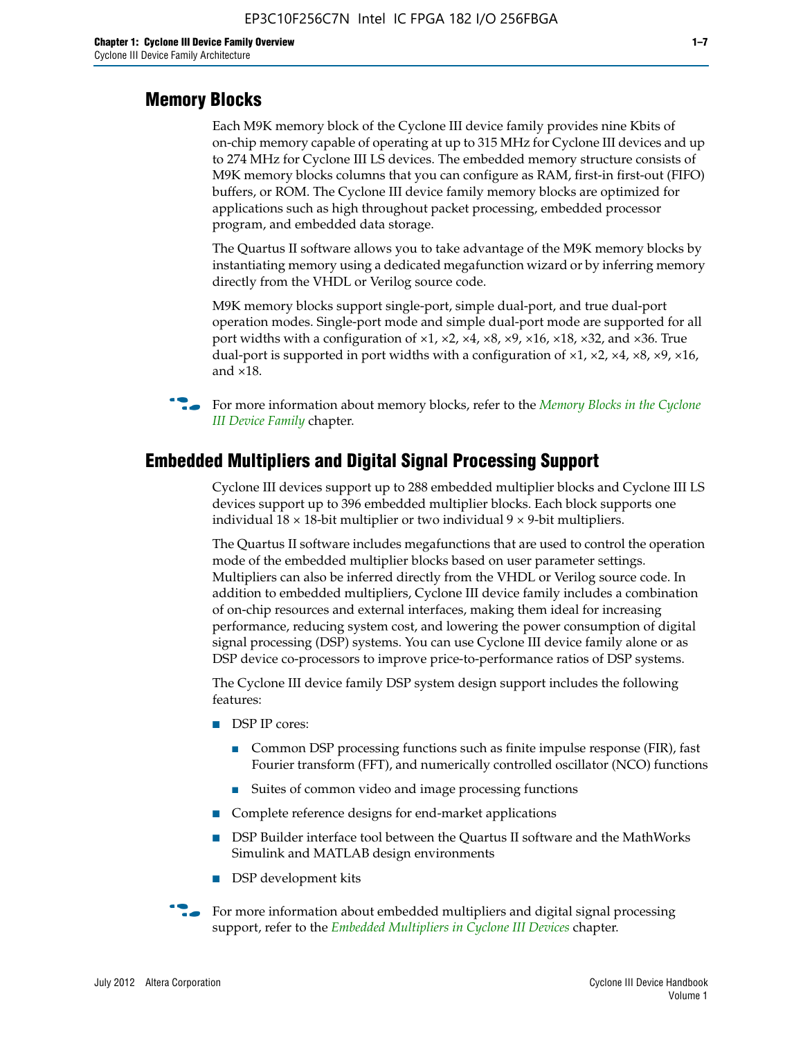## Memory Blocks

Each M9K memory block of the Cyclone III device family provides nine Kbits of on-chip memory capable of operating at up to 315 MHz for Cyclone III devices and up to 274 MHz for Cyclone III LS devices. The embedded memory structure consists of M9K memory blocks columns that you can configure as RAM, first-in first-out (FIFO) buffers, or ROM. The Cyclone III device family memory blocks are optimized for applications such as high throughout packet processing, embedded processor program, and embedded data storage.

The Quartus II software allows you to take advantage of the M9K memory blocks by instantiating memory using a dedicated megafunction wizard or by inferring memory directly from the VHDL or Verilog source code.

M9K memory blocks support single-port, simple dual-port, and true dual-port operation modes. Single-port mode and simple dual-port mode are supported for all port widths with a configuration of ×1, ×2, ×4, ×8, ×9, ×16, ×18, ×32, and ×36. True dual-port is supported in port widths with a configuration of ×1, ×2, ×4, ×8, ×9, ×16, and ×18.

For more information about memory blocks, refer to the *Memory Blocks in the Cyclone III Device Family* chapter.

## Embedded Multipliers and Digital Signal Processing Support

Cyclone III devices support up to 288 embedded multiplier blocks and Cyclone III LS devices support up to 396 embedded multiplier blocks. Each block supports one individual 18 × 18-bit multiplier or two individual 9 × 9-bit multipliers.

The Quartus II software includes megafunctions that are used to control the operation mode of the embedded multiplier blocks based on user parameter settings. Multipliers can also be inferred directly from the VHDL or Verilog source code. In addition to embedded multipliers, Cyclone III device family includes a combination of on-chip resources and external interfaces, making them ideal for increasing performance, reducing system cost, and lowering the power consumption of digital signal processing (DSP) systems. You can use Cyclone III device family alone or as DSP device co-processors to improve price-to-performance ratios of DSP systems.

The Cyclone III device family DSP system design support includes the following features:

- DSP IP cores:
  - Common DSP processing functions such as finite impulse response (FIR), fast Fourier transform (FFT), and numerically controlled oscillator (NCO) functions
  - Suites of common video and image processing functions
- Complete reference designs for end-market applications
- DSP Builder interface tool between the Quartus II software and the MathWorks Simulink and MATLAB design environments
- DSP development kits

For more information about embedded multipliers and digital signal processing support, refer to the *Embedded Multipliers in Cyclone III Devices* chapter.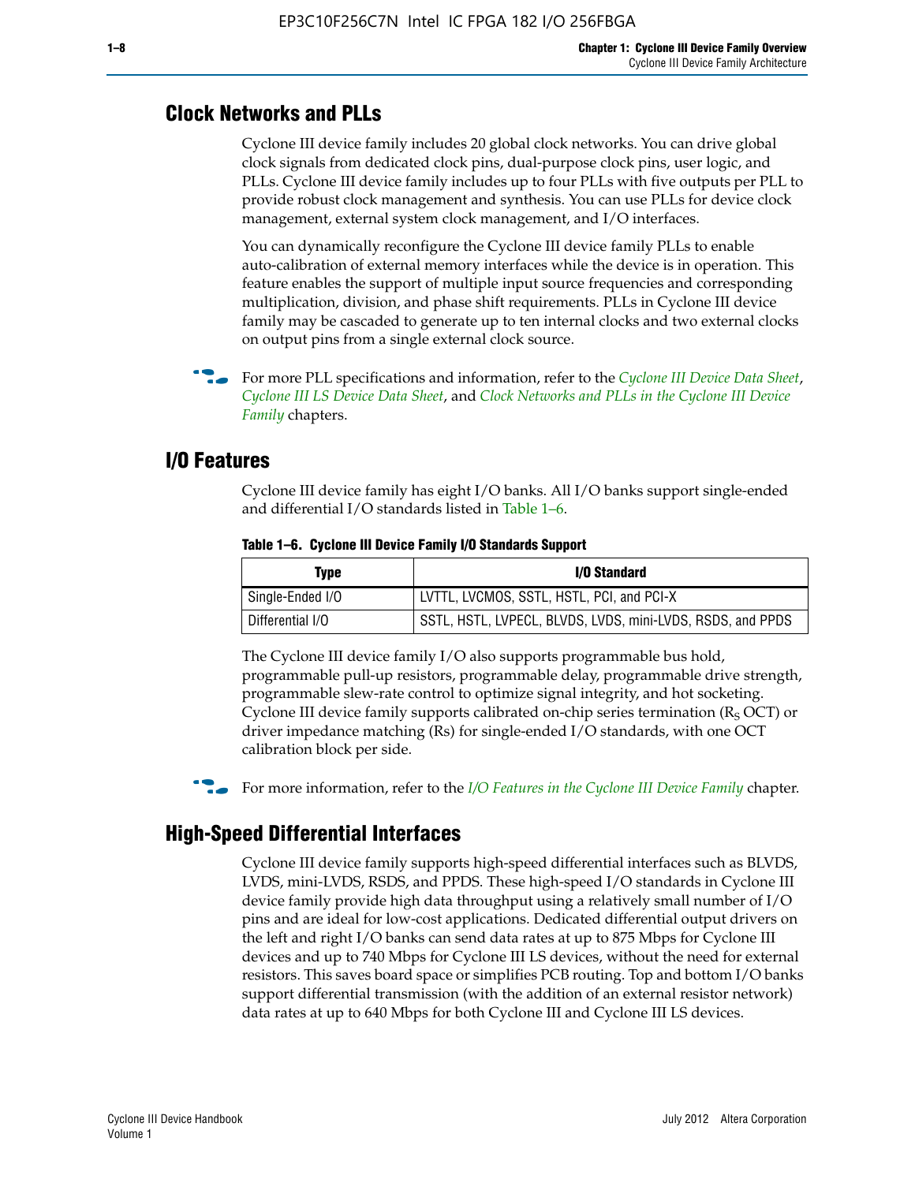## Clock Networks and PLLs

Cyclone III device family includes 20 global clock networks. You can drive global clock signals from dedicated clock pins, dual-purpose clock pins, user logic, and PLLs. Cyclone III device family includes up to four PLLs with five outputs per PLL to provide robust clock management and synthesis. You can use PLLs for device clock management, external system clock management, and I/O interfaces.

You can dynamically reconfigure the Cyclone III device family PLLs to enable auto-calibration of external memory interfaces while the device is in operation. This feature enables the support of multiple input source frequencies and corresponding multiplication, division, and phase shift requirements. PLLs in Cyclone III device family may be cascaded to generate up to ten internal clocks and two external clocks on output pins from a single external clock source.

For more PLL specifications and information, refer to the *Cyclone III Device Data Sheet*, *Cyclone III LS Device Data Sheet*, and *Clock Networks and PLLs in the Cyclone III Device Family* chapters.

## I/O Features

Cyclone III device family has eight I/O banks. All I/O banks support single-ended and differential I/O standards listed in Table 1–6.

**Table 1–6. Cyclone III Device Family I/O Standards Support**

| Type | I/O Standard |
|---|---|
| Single-Ended I/O | LVTTL, LVCMOS, SSTL, HSTL, PCI, and PCI-X |
| Differential I/O | SSTL, HSTL, LVPECL, BLVDS, LVDS, mini-LVDS, RSDS, and PPDS |

The Cyclone III device family I/O also supports programmable bus hold, programmable pull-up resistors, programmable delay, programmable drive strength, programmable slew-rate control to optimize signal integrity, and hot socketing. Cyclone III device family supports calibrated on-chip series termination ($R_S$ OCT) or driver impedance matching (Rs) for single-ended I/O standards, with one OCT calibration block per side.

For more information, refer to the *I/O Features in the Cyclone III Device Family* chapter.

## High-Speed Differential Interfaces

Cyclone III device family supports high-speed differential interfaces such as BLVDS, LVDS, mini-LVDS, RSDS, and PPDS. These high-speed I/O standards in Cyclone III device family provide high data throughput using a relatively small number of I/O pins and are ideal for low-cost applications. Dedicated differential output drivers on the left and right I/O banks can send data rates at up to 875 Mbps for Cyclone III devices and up to 740 Mbps for Cyclone III LS devices, without the need for external resistors. This saves board space or simplifies PCB routing. Top and bottom I/O banks support differential transmission (with the addition of an external resistor network) data rates at up to 640 Mbps for both Cyclone III and Cyclone III LS devices.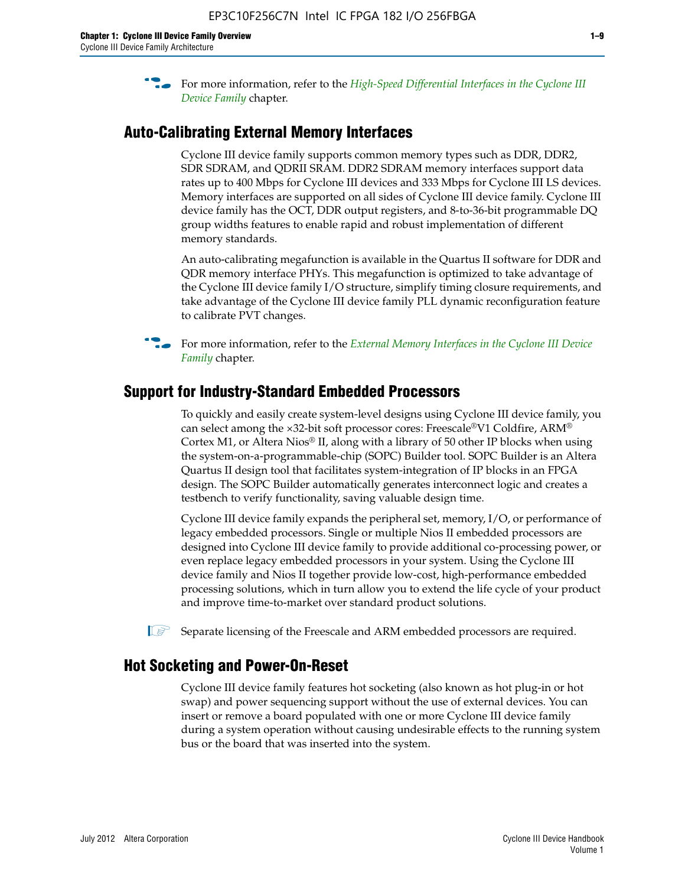For more information, refer to the *High-Speed Differential Interfaces in the Cyclone III Device Family* chapter.

## Auto-Calibrating External Memory Interfaces

Cyclone III device family supports common memory types such as DDR, DDR2, SDR SDRAM, and QDRII SRAM. DDR2 SDRAM memory interfaces support data rates up to 400 Mbps for Cyclone III devices and 333 Mbps for Cyclone III LS devices. Memory interfaces are supported on all sides of Cyclone III device family. Cyclone III device family has the OCT, DDR output registers, and 8-to-36-bit programmable DQ group widths features to enable rapid and robust implementation of different memory standards.

An auto-calibrating megafunction is available in the Quartus II software for DDR and QDR memory interface PHYs. This megafunction is optimized to take advantage of the Cyclone III device family I/O structure, simplify timing closure requirements, and take advantage of the Cyclone III device family PLL dynamic reconfiguration feature to calibrate PVT changes.

For more information, refer to the *External Memory Interfaces in the Cyclone III Device Family* chapter.

## Support for Industry-Standard Embedded Processors

To quickly and easily create system-level designs using Cyclone III device family, you can select among the ×32-bit soft processor cores: Freescale®V1 Coldfire, ARM® Cortex M1, or Altera Nios® II, along with a library of 50 other IP blocks when using the system-on-a-programmable-chip (SOPC) Builder tool. SOPC Builder is an Altera Quartus II design tool that facilitates system-integration of IP blocks in an FPGA design. The SOPC Builder automatically generates interconnect logic and creates a testbench to verify functionality, saving valuable design time.

Cyclone III device family expands the peripheral set, memory, I/O, or performance of legacy embedded processors. Single or multiple Nios II embedded processors are designed into Cyclone III device family to provide additional co-processing power, or even replace legacy embedded processors in your system. Using the Cyclone III device family and Nios II together provide low-cost, high-performance embedded processing solutions, which in turn allow you to extend the life cycle of your product and improve time-to-market over standard product solutions.

Separate licensing of the Freescale and ARM embedded processors are required.

## Hot Socketing and Power-On-Reset

Cyclone III device family features hot socketing (also known as hot plug-in or hot swap) and power sequencing support without the use of external devices. You can insert or remove a board populated with one or more Cyclone III device family during a system operation without causing undesirable effects to the running system bus or the board that was inserted into the system.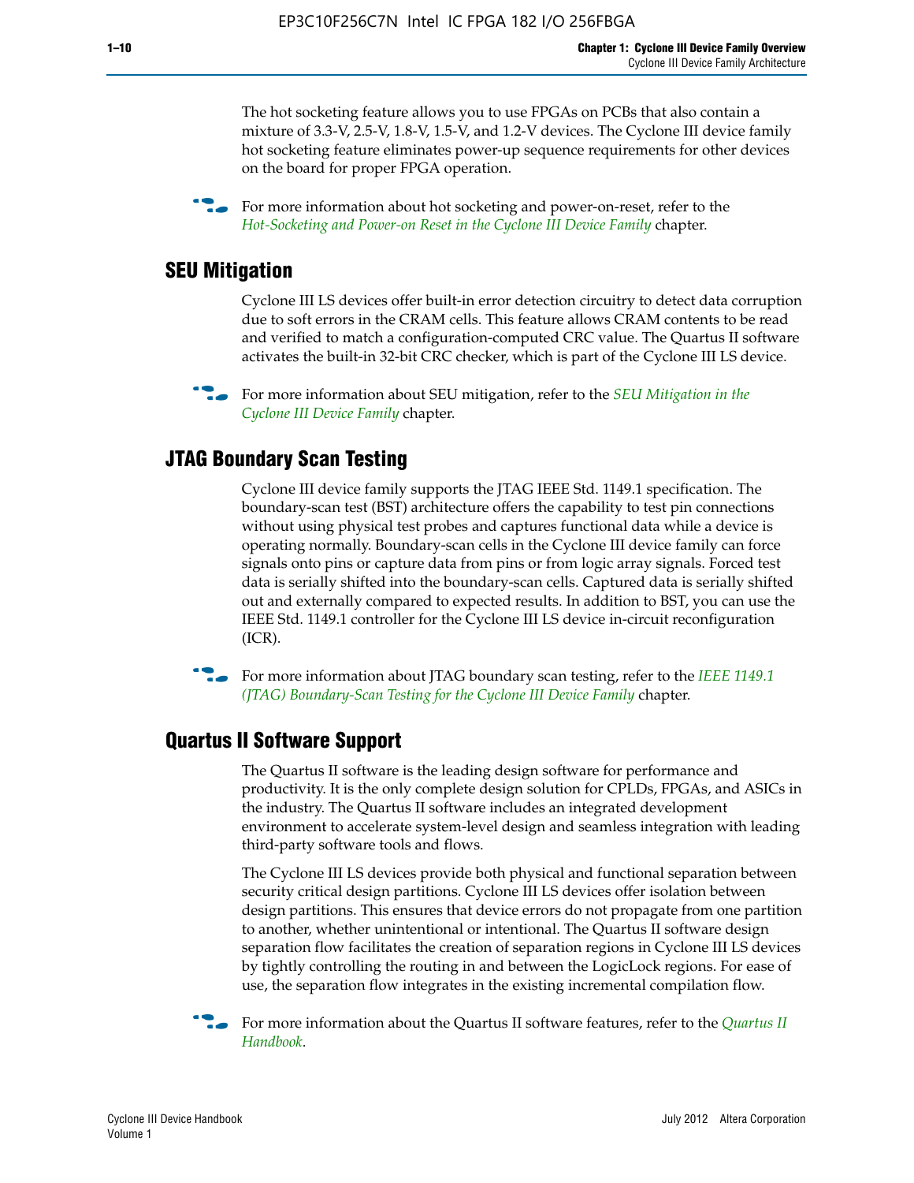The hot socketing feature allows you to use FPGAs on PCBs that also contain a mixture of 3.3-V, 2.5-V, 1.8-V, 1.5-V, and 1.2-V devices. The Cyclone III device family hot socketing feature eliminates power-up sequence requirements for other devices on the board for proper FPGA operation.

For more information about hot socketing and power-on-reset, refer to the *Hot-Socketing and Power-on Reset in the Cyclone III Device Family* chapter.

## SEU Mitigation

Cyclone III LS devices offer built-in error detection circuitry to detect data corruption due to soft errors in the CRAM cells. This feature allows CRAM contents to be read and verified to match a configuration-computed CRC value. The Quartus II software activates the built-in 32-bit CRC checker, which is part of the Cyclone III LS device.

For more information about SEU mitigation, refer to the *SEU Mitigation in the Cyclone III Device Family* chapter.

## JTAG Boundary Scan Testing

Cyclone III device family supports the JTAG IEEE Std. 1149.1 specification. The boundary-scan test (BST) architecture offers the capability to test pin connections without using physical test probes and captures functional data while a device is operating normally. Boundary-scan cells in the Cyclone III device family can force signals onto pins or capture data from pins or from logic array signals. Forced test data is serially shifted into the boundary-scan cells. Captured data is serially shifted out and externally compared to expected results. In addition to BST, you can use the IEEE Std. 1149.1 controller for the Cyclone III LS device in-circuit reconfiguration (ICR).

For more information about JTAG boundary scan testing, refer to the *IEEE 1149.1 (JTAG) Boundary-Scan Testing for the Cyclone III Device Family* chapter.

## Quartus II Software Support

The Quartus II software is the leading design software for performance and productivity. It is the only complete design solution for CPLDs, FPGAs, and ASICs in the industry. The Quartus II software includes an integrated development environment to accelerate system-level design and seamless integration with leading third-party software tools and flows.

The Cyclone III LS devices provide both physical and functional separation between security critical design partitions. Cyclone III LS devices offer isolation between design partitions. This ensures that device errors do not propagate from one partition to another, whether unintentional or intentional. The Quartus II software design separation flow facilitates the creation of separation regions in Cyclone III LS devices by tightly controlling the routing in and between the LogicLock regions. For ease of use, the separation flow integrates in the existing incremental compilation flow.

For more information about the Quartus II software features, refer to the *Quartus II Handbook*.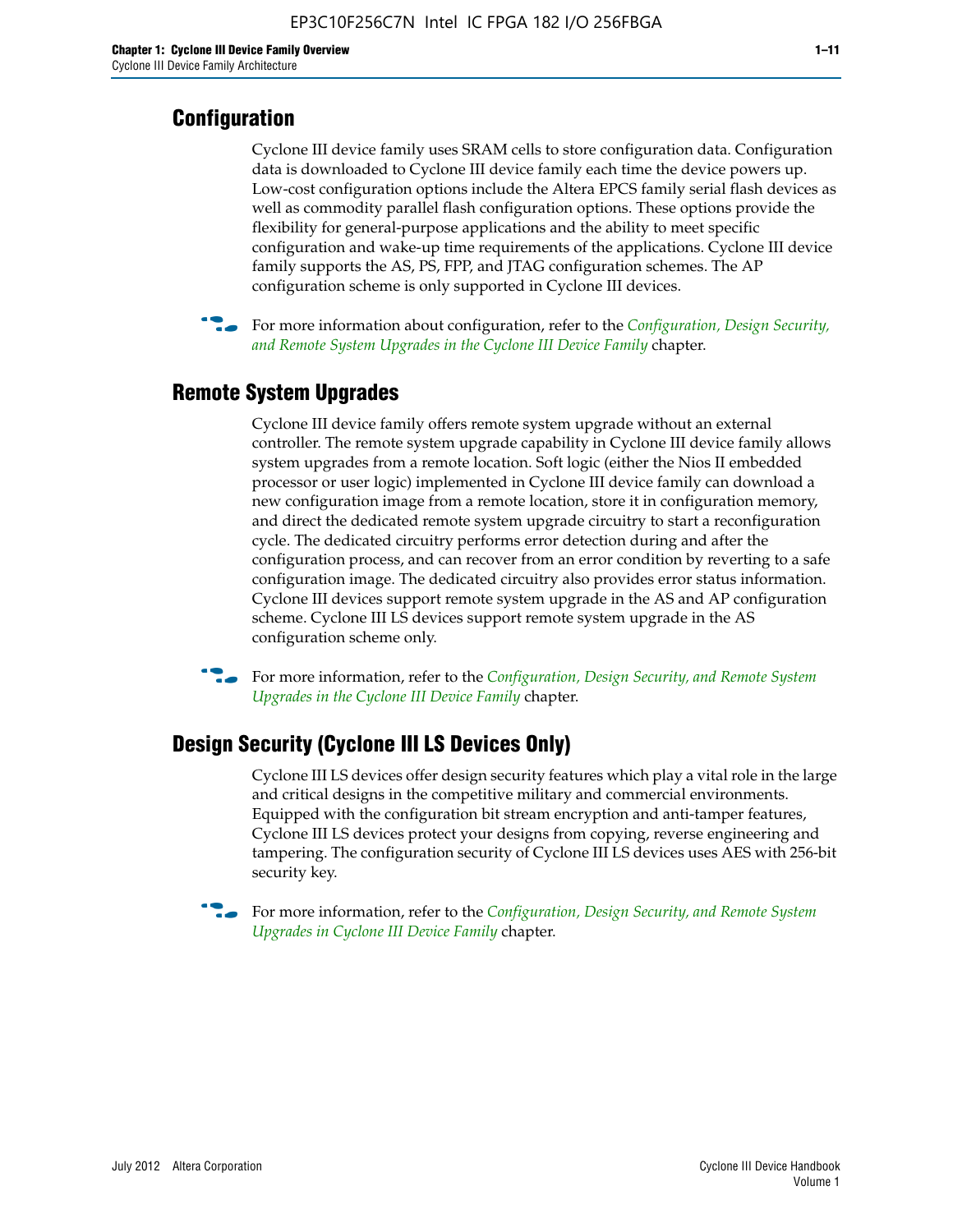## Configuration

Cyclone III device family uses SRAM cells to store configuration data. Configuration data is downloaded to Cyclone III device family each time the device powers up. Low-cost configuration options include the Altera EPCS family serial flash devices as well as commodity parallel flash configuration options. These options provide the flexibility for general-purpose applications and the ability to meet specific configuration and wake-up time requirements of the applications. Cyclone III device family supports the AS, PS, FPP, and JTAG configuration schemes. The AP configuration scheme is only supported in Cyclone III devices.

For more information about configuration, refer to the *Configuration, Design Security, and Remote System Upgrades in the Cyclone III Device Family* chapter.

## Remote System Upgrades

Cyclone III device family offers remote system upgrade without an external controller. The remote system upgrade capability in Cyclone III device family allows system upgrades from a remote location. Soft logic (either the Nios II embedded processor or user logic) implemented in Cyclone III device family can download a new configuration image from a remote location, store it in configuration memory, and direct the dedicated remote system upgrade circuitry to start a reconfiguration cycle. The dedicated circuitry performs error detection during and after the configuration process, and can recover from an error condition by reverting to a safe configuration image. The dedicated circuitry also provides error status information. Cyclone III devices support remote system upgrade in the AS and AP configuration scheme. Cyclone III LS devices support remote system upgrade in the AS configuration scheme only.

For more information, refer to the *Configuration, Design Security, and Remote System Upgrades in the Cyclone III Device Family* chapter.

## Design Security (Cyclone III LS Devices Only)

Cyclone III LS devices offer design security features which play a vital role in the large and critical designs in the competitive military and commercial environments. Equipped with the configuration bit stream encryption and anti-tamper features, Cyclone III LS devices protect your designs from copying, reverse engineering and tampering. The configuration security of Cyclone III LS devices uses AES with 256-bit security key.

For more information, refer to the *Configuration, Design Security, and Remote System Upgrades in Cyclone III Device Family* chapter.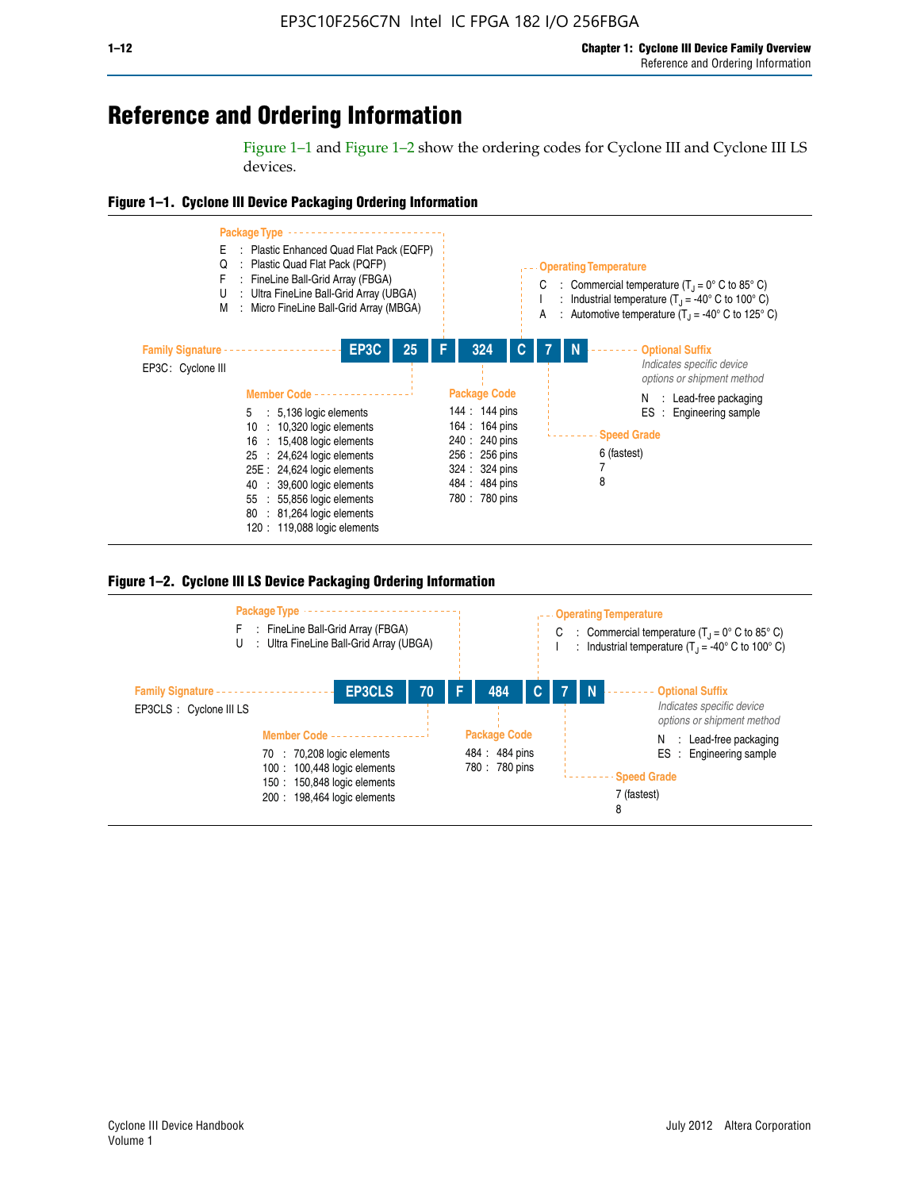# Reference and Ordering Information

Figure 1–1 and Figure 1–2 show the ordering codes for Cyclone III and Cyclone III LS devices.

**Figure 1–1. Cyclone III Device Packaging Ordering Information**

**EP3C | 25 | F | 324 | C | 7 | N**

**Family Signature**

EP3C : Cyclone III

**Member Code**

- 5 : 5,136 logic elements
- 10 : 10,320 logic elements
- 16 : 15,408 logic elements
- 25 : 24,624 logic elements
- 25E : 24,624 logic elements
- 40 : 39,600 logic elements
- 55 : 55,856 logic elements
- 80 : 81,264 logic elements
- 120 : 119,088 logic elements

**Package Type**

- E : Plastic Enhanced Quad Flat Pack (EQFP)
- Q : Plastic Quad Flat Pack (PQFP)
- F : FineLine Ball-Grid Array (FBGA)
- U : Ultra FineLine Ball-Grid Array (UBGA)
- M : Micro FineLine Ball-Grid Array (MBGA)

**Package Code**

- 144 : 144 pins
- 164 : 164 pins
- 240 : 240 pins
- 256 : 256 pins
- 324 : 324 pins
- 484 : 484 pins
- 780 : 780 pins

**Operating Temperature**

- C : Commercial temperature ($T_J$ = 0° C to 85° C)
- I : Industrial temperature ($T_J$ = -40° C to 100° C)
- A : Automotive temperature ($T_J$ = -40° C to 125° C)

**Speed Grade**

- 6 (fastest)
- 7
- 8

**Optional Suffix**

*Indicates specific device options or shipment method*

- N : Lead-free packaging
- ES : Engineering sample

**Figure 1–2. Cyclone III LS Device Packaging Ordering Information**

**EP3CLS | 70 | F | 484 | C | 7 | N**

**Family Signature**

EP3CLS : Cyclone III LS

**Member Code**

- 70 : 70,208 logic elements
- 100 : 100,448 logic elements
- 150 : 150,848 logic elements
- 200 : 198,464 logic elements

**Package Type**

- F : FineLine Ball-Grid Array (FBGA)
- U : Ultra FineLine Ball-Grid Array (UBGA)

**Package Code**

- 484 : 484 pins
- 780 : 780 pins

**Operating Temperature**

- C : Commercial temperature ($T_J$ = 0° C to 85° C)
- I : Industrial temperature ($T_J$ = -40° C to 100° C)

**Speed Grade**

- 7 (fastest)
- 8

**Optional Suffix**

*Indicates specific device options or shipment method*

- N : Lead-free packaging
- ES : Engineering sample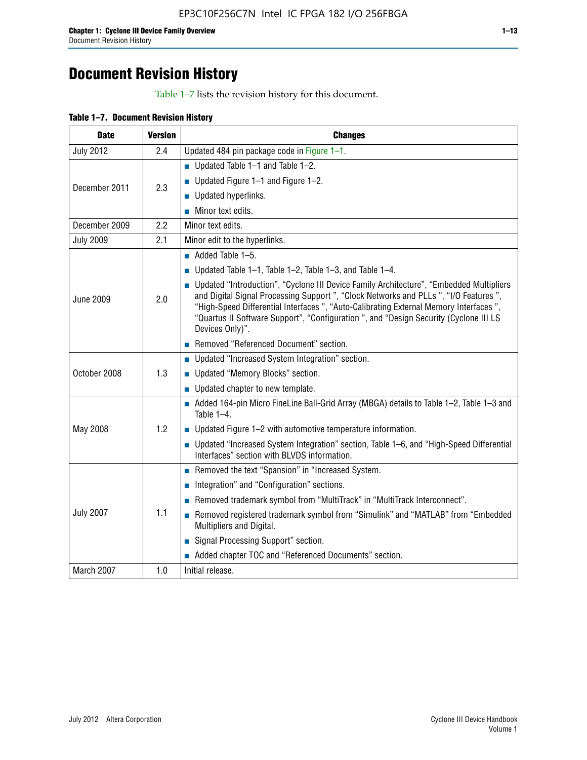# Document Revision History

Table 1–7 lists the revision history for this document.

**Table 1–7. Document Revision History**

| Date | Version | Changes |
|---|---|---|
| July 2012 | 2.4 | Updated 484 pin package code in Figure 1–1. |
| December 2011 | 2.3 | ■ Updated Table 1–1 and Table 1–2.<br>■ Updated Figure 1–1 and Figure 1–2.<br>■ Updated hyperlinks.<br>■ Minor text edits. |
| December 2009 | 2.2 | Minor text edits. |
| July 2009 | 2.1 | Minor edit to the hyperlinks. |
| June 2009 | 2.0 | ■ Added Table 1–5.<br>■ Updated Table 1–1, Table 1–2, Table 1–3, and Table 1–4.<br>■ Updated “Introduction”, “Cyclone III Device Family Architecture”, “Embedded Multipliers and Digital Signal Processing Support ”, “Clock Networks and PLLs ”, “I/O Features ”, “High-Speed Differential Interfaces ”, “Auto-Calibrating External Memory Interfaces ”, “Quartus II Software Support”, “Configuration ”, and “Design Security (Cyclone III LS Devices Only)”.<br>■ Removed “Referenced Document” section. |
| October 2008 | 1.3 | ■ Updated “Increased System Integration” section.<br>■ Updated “Memory Blocks” section.<br>■ Updated chapter to new template. |
| May 2008 | 1.2 | ■ Added 164-pin Micro FineLine Ball-Grid Array (MBGA) details to Table 1–2, Table 1–3 and Table 1–4.<br>■ Updated Figure 1–2 with automotive temperature information.<br>■ Updated “Increased System Integration” section, Table 1–6, and “High-Speed Differential Interfaces” section with BLVDS information. |
| July 2007 | 1.1 | ■ Removed the text “Spansion” in “Increased System.<br>■ Integration” and “Configuration” sections.<br>■ Removed trademark symbol from “MultiTrack” in “MultiTrack Interconnect”.<br>■ Removed registered trademark symbol from “Simulink” and “MATLAB” from “Embedded Multipliers and Digital.<br>■ Signal Processing Support” section.<br>■ Added chapter TOC and “Referenced Documents” section. |
| March 2007 | 1.0 | Initial release. |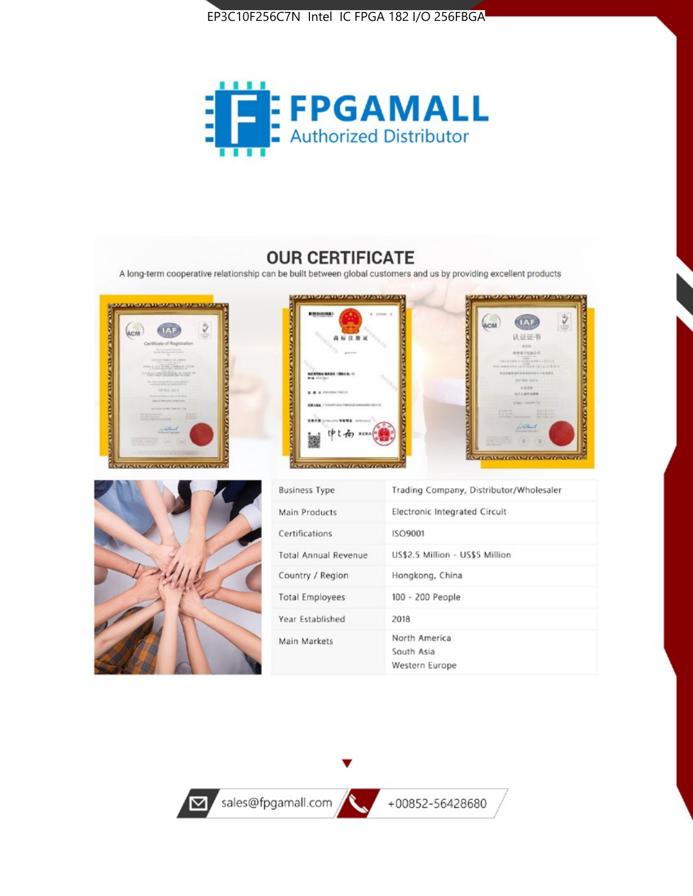FPGAMALL
Authorized Distributor

## OUR CERTIFICATE

A long-term cooperative relationship can be built between global customers and us by providing excellent products

| | |
|---|---|
| Business Type | Trading Company, Distributor/Wholesaler |
| Main Products | Electronic Integrated Circuit |
| Certifications | ISO9001 |
| Total Annual Revenue | US$2.5 Million - US$5 Million |
| Country / Region | Hongkong, China |
| Total Employees | 100 - 200 People |
| Year Established | 2018 |
| Main Markets | North America<br>South Asia<br>Western Europe |

sales@fpgamall.com

+00852-56428680